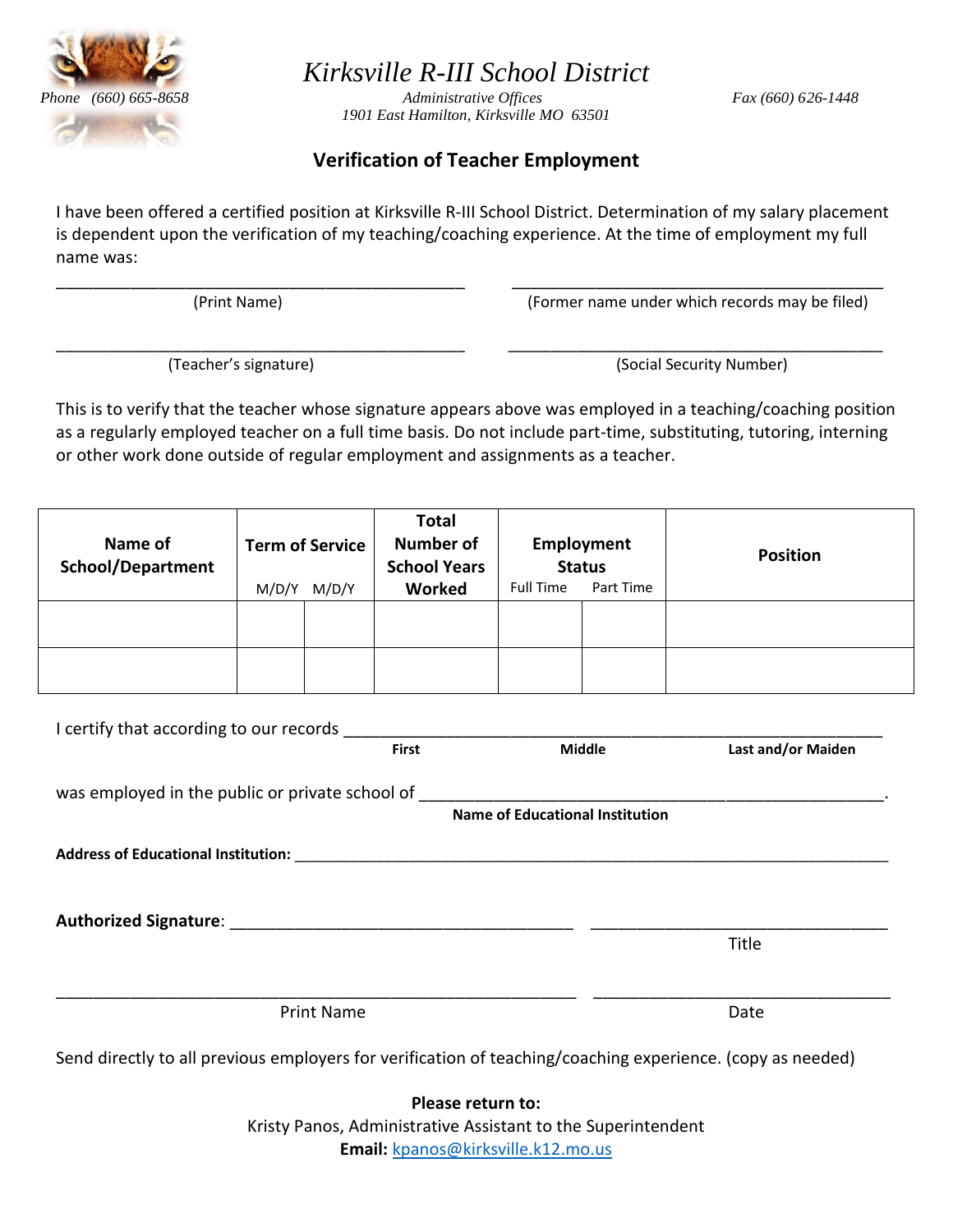# *Kirksville R-III School District*

*Phone (660) 665-8658*

*Administrative Offices*
*1901 East Hamilton, Kirksville MO 63501*

*Fax (660) 626-1448*

## Verification of Teacher Employment

I have been offered a certified position at Kirksville R-III School District. Determination of my salary placement is dependent upon the verification of my teaching/coaching experience. At the time of employment my full name was:

_______________________________________________ (Print Name)

_______________________________________________ (Former name under which records may be filed)

_______________________________________________ (Teacher's signature)

_______________________________________________ (Social Security Number)

This is to verify that the teacher whose signature appears above was employed in a teaching/coaching position as a regularly employed teacher on a full time basis. Do not include part-time, substituting, tutoring, interning or other work done outside of regular employment and assignments as a teacher.

| Name of School/Department | Term of Service | | Total Number of School Years Worked | Employment Status | | Position |
|---|---|---|---|---|---|---|
| | M/D/Y | M/D/Y | | Full Time | Part Time | |
| | | | | | | |
| | | | | | | |

I certify that according to our records _______________________________________________
First Middle Last and/or Maiden

was employed in the public or private school of _______________________________________________.
**Name of Educational Institution**

**Address of Educational Institution:** _______________________________________________

**Authorized Signature**: _______________________________ _______________________________
Title

_______________________________ _______________________________
Print Name Date

Send directly to all previous employers for verification of teaching/coaching experience. (copy as needed)

**Please return to:**
Kristy Panos, Administrative Assistant to the Superintendent
**Email:** kpanos@kirksville.k12.mo.us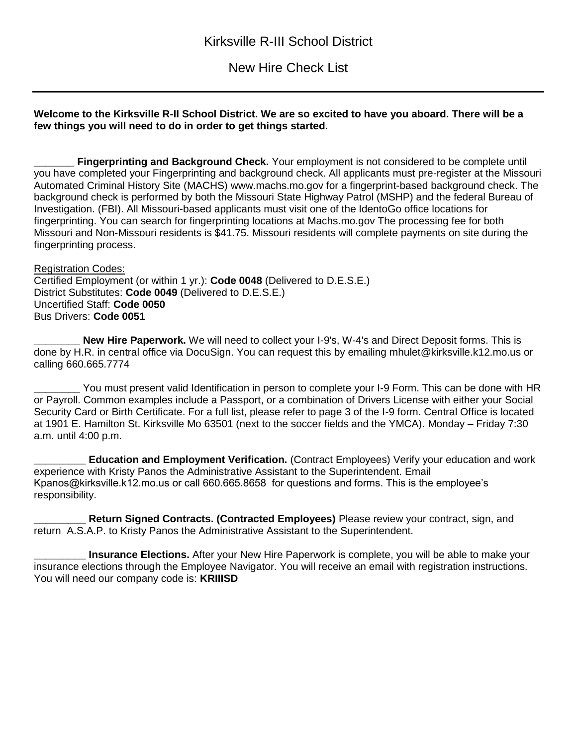# Kirksville R-III School District

## New Hire Check List

---

**Welcome to the Kirksville R-II School District. We are so excited to have you aboard. There will be a few things you will need to do in order to get things started.**

_______ **Fingerprinting and Background Check.** Your employment is not considered to be complete until you have completed your Fingerprinting and background check. All applicants must pre-register at the Missouri Automated Criminal History Site (MACHS) www.machs.mo.gov for a fingerprint-based background check. The background check is performed by both the Missouri State Highway Patrol (MSHP) and the federal Bureau of Investigation. (FBI). All Missouri-based applicants must visit one of the IdentoGo office locations for fingerprinting. You can search for fingerprinting locations at Machs.mo.gov The processing fee for both Missouri and Non-Missouri residents is $41.75. Missouri residents will complete payments on site during the fingerprinting process.

Registration Codes:
Certified Employment (or within 1 yr.): **Code 0048** (Delivered to D.E.S.E.)
District Substitutes: **Code 0049** (Delivered to D.E.S.E.)
Uncertified Staff: **Code 0050**
Bus Drivers: **Code 0051**

________ **New Hire Paperwork.** We will need to collect your I-9's, W-4's and Direct Deposit forms. This is done by H.R. in central office via DocuSign. You can request this by emailing mhulet@kirksville.k12.mo.us or calling 660.665.7774

________ You must present valid Identification in person to complete your I-9 Form. This can be done with HR or Payroll. Common examples include a Passport, or a combination of Drivers License with either your Social Security Card or Birth Certificate. For a full list, please refer to page 3 of the I-9 form. Central Office is located at 1901 E. Hamilton St. Kirksville Mo 63501 (next to the soccer fields and the YMCA). Monday – Friday 7:30 a.m. until 4:00 p.m.

_________ **Education and Employment Verification.** (Contract Employees) Verify your education and work experience with Kristy Panos the Administrative Assistant to the Superintendent. Email Kpanos@kirksville.k12.mo.us or call 660.665.8658 for questions and forms. This is the employee's responsibility.

_________ **Return Signed Contracts. (Contracted Employees)** Please review your contract, sign, and return A.S.A.P. to Kristy Panos the Administrative Assistant to the Superintendent.

_________ **Insurance Elections.** After your New Hire Paperwork is complete, you will be able to make your insurance elections through the Employee Navigator. You will receive an email with registration instructions. You will need our company code is: **KRIIISD**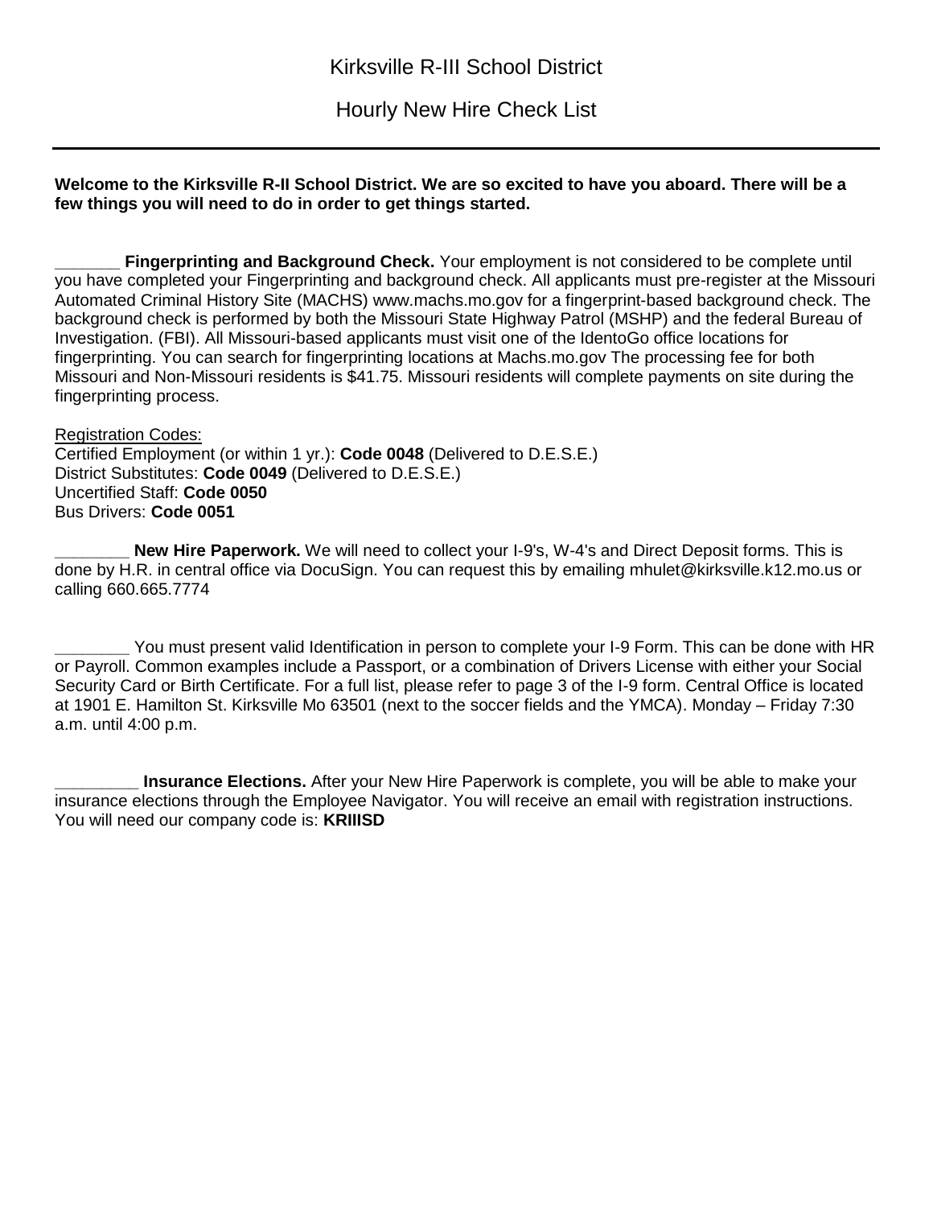# Kirksville R-III School District

## Hourly New Hire Check List

---

**Welcome to the Kirksville R-II School District. We are so excited to have you aboard. There will be a few things you will need to do in order to get things started.**

_______ **Fingerprinting and Background Check.** Your employment is not considered to be complete until you have completed your Fingerprinting and background check. All applicants must pre-register at the Missouri Automated Criminal History Site (MACHS) www.machs.mo.gov for a fingerprint-based background check. The background check is performed by both the Missouri State Highway Patrol (MSHP) and the federal Bureau of Investigation. (FBI). All Missouri-based applicants must visit one of the IdentoGo office locations for fingerprinting. You can search for fingerprinting locations at Machs.mo.gov The processing fee for both Missouri and Non-Missouri residents is $41.75. Missouri residents will complete payments on site during the fingerprinting process.

Registration Codes:
Certified Employment (or within 1 yr.): **Code 0048** (Delivered to D.E.S.E.)
District Substitutes: **Code 0049** (Delivered to D.E.S.E.)
Uncertified Staff: **Code 0050**
Bus Drivers: **Code 0051**

________ **New Hire Paperwork.** We will need to collect your I-9's, W-4's and Direct Deposit forms. This is done by H.R. in central office via DocuSign. You can request this by emailing mhulet@kirksville.k12.mo.us or calling 660.665.7774

________ You must present valid Identification in person to complete your I-9 Form. This can be done with HR or Payroll. Common examples include a Passport, or a combination of Drivers License with either your Social Security Card or Birth Certificate. For a full list, please refer to page 3 of the I-9 form. Central Office is located at 1901 E. Hamilton St. Kirksville Mo 63501 (next to the soccer fields and the YMCA). Monday – Friday 7:30 a.m. until 4:00 p.m.

_________ **Insurance Elections.** After your New Hire Paperwork is complete, you will be able to make your insurance elections through the Employee Navigator. You will receive an email with registration instructions. You will need our company code is: **KRIIISD**